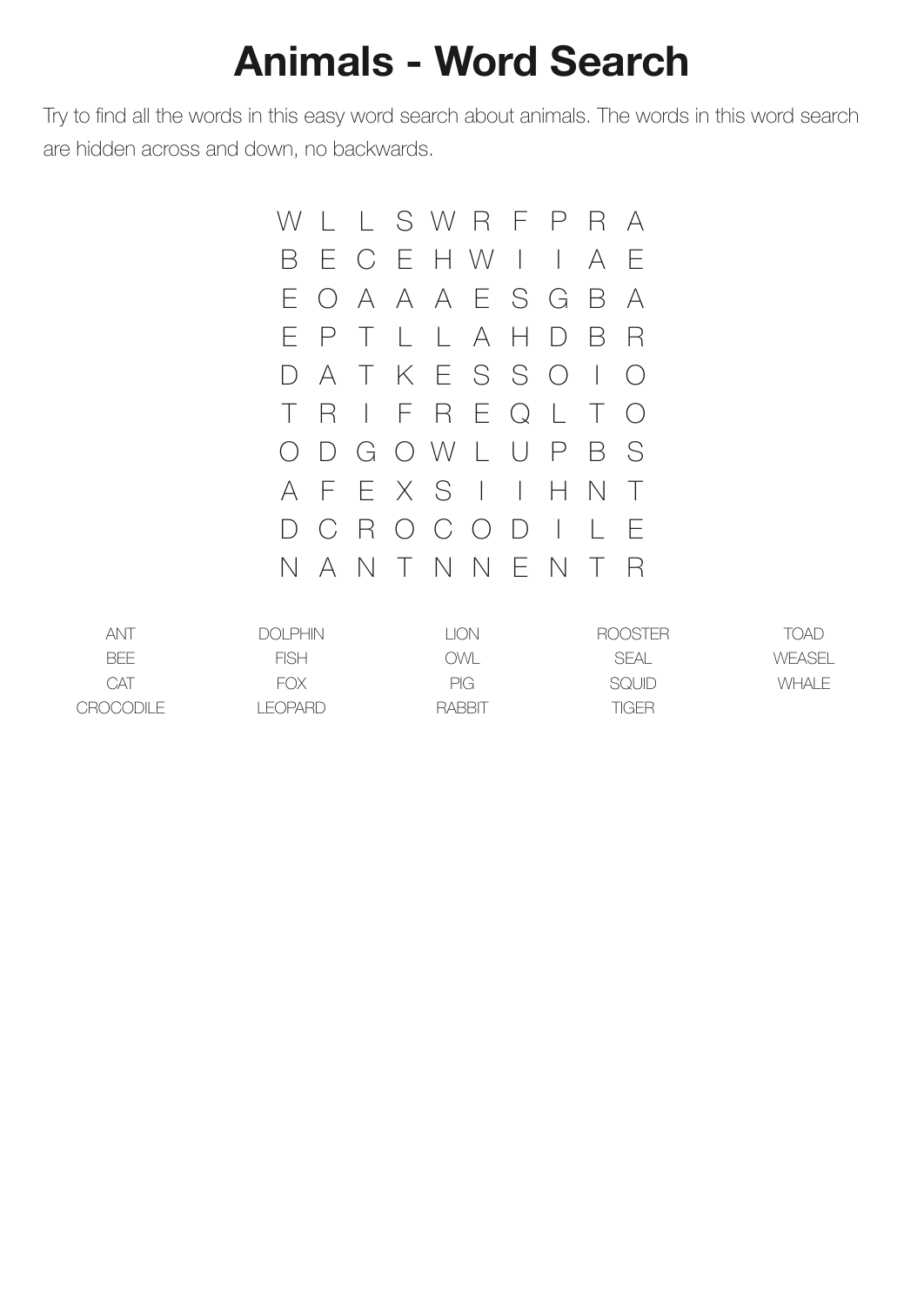# Animals - Word Search

Try to find all the words in this easy word search about animals. The words in this word search are hidden across and down, no backwards.

```
W L L S W R F P R A
B E C E H W I I A E
E O A A A E S G B A
E P T L L A H D B R
D A T K E S S O I O
T R I F R E Q L T O
O D G O W L U P B S
A F E X S I I H N T
D C R O C O D I L E
N A N T N N E N T R
```

| | | | | |
|---|---|---|---|---|
| ANT | DOLPHIN | LION | ROOSTER | TOAD |
| BEE | FISH | OWL | SEAL | WEASEL |
| CAT | FOX | PIG | SQUID | WHALE |
| CROCODILE | LEOPARD | RABBIT | TIGER | |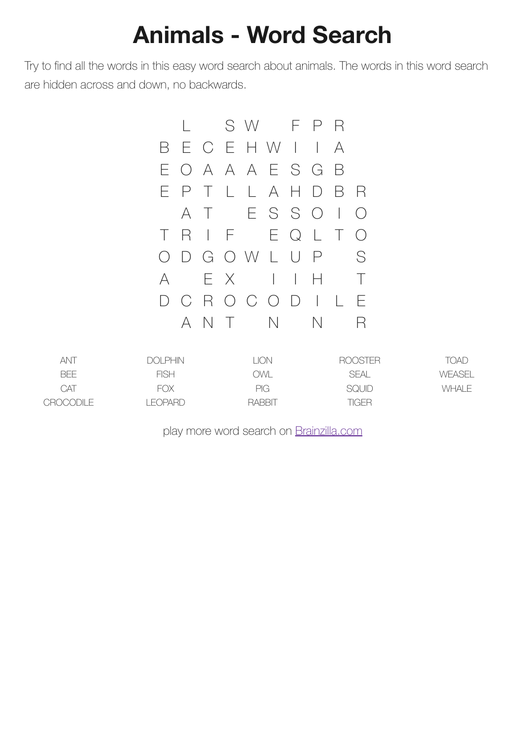# Animals - Word Search

Try to find all the words in this easy word search about animals. The words in this word search are hidden across and down, no backwards.

| | | | | | | | | | |
|---|---|---|---|---|---|---|---|---|---|
| | L | | S | W | | F | P | R | |
| B | E | C | E | H | W | I | I | A | |
| E | O | A | A | A | E | S | G | B | |
| E | P | T | L | L | A | H | D | B | R |
| | A | T | | E | S | S | O | I | O |
| T | R | I | F | | E | Q | L | T | O |
| O | D | G | O | W | L | U | P | | S |
| A | | E | X | | I | I | H | | T |
| D | C | R | O | C | O | D | I | L | E |
| | A | N | T | | N | | N | | R |

| | | | | |
|---|---|---|---|---|
| ANT | DOLPHIN | LION | ROOSTER | TOAD |
| BEE | FISH | OWL | SEAL | WEASEL |
| CAT | FOX | PIG | SQUID | WHALE |
| CROCODILE | LEOPARD | RABBIT | TIGER | |

play more word search on [Brainzilla.com](https://www.brainzilla.com)